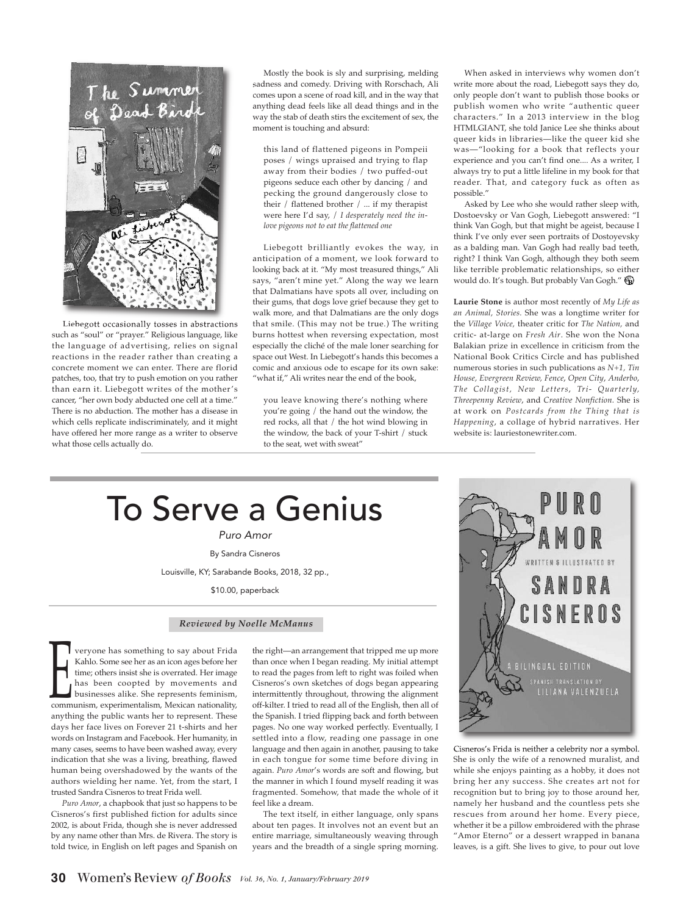Liebegott occasionally tosses in abstractions such as "soul" or "prayer." Religious language, like the language of advertising, relies on signal reactions in the reader rather than creating a concrete moment we can enter. There are florid patches, too, that try to push emotion on you rather than earn it. Liebegott writes of the mother's cancer, "her own body abducted one cell at a time." There is no abduction. The mother has a disease in which cells replicate indiscriminately, and it might have offered her more range as a writer to observe what those cells actually do.

Mostly the book is sly and surprising, melding sadness and comedy. Driving with Rorschach, Ali comes upon a scene of road kill, and in the way that anything dead feels like all dead things and in the way the stab of death stirs the excitement of sex, the moment is touching and absurd:

> this land of flattened pigeons in Pompeii poses / wings upraised and trying to flap away from their bodies / two puffed-out pigeons seduce each other by dancing / and pecking the ground dangerously close to their / flattened brother / ... if my therapist were here I'd say, / *I desperately need the in-love pigeons not to eat the flattened one*

Liebegott brilliantly evokes the way, in anticipation of a moment, we look forward to looking back at it. "My most treasured things," Ali says, "aren't mine yet." Along the way we learn that Dalmatians have spots all over, including on their gums, that dogs love grief because they get to walk more, and that Dalmatians are the only dogs that smile. (This may not be true.) The writing burns hottest when reversing expectation, most especially the cliché of the male loner searching for space out West. In Liebegott's hands this becomes a comic and anxious ode to escape for its own sake: "what if," Ali writes near the end of the book,

> you leave knowing there's nothing where you're going / the hand out the window, the red rocks, all that / the hot wind blowing in the window, the back of your T-shirt / stuck to the seat, wet with sweat"

When asked in interviews why women don't write more about the road, Liebegott says they do, only people don't want to publish those books or publish women who write "authentic queer characters." In a 2013 interview in the blog HTMLGIANT, she told Janice Lee she thinks about queer kids in libraries—like the queer kid she was—"looking for a book that reflects your experience and you can't find one.... As a writer, I always try to put a little lifeline in my book for that reader. That, and category fuck as often as possible."

Asked by Lee who she would rather sleep with, Dostoevsky or Van Gogh, Liebegott answered: "I think Van Gogh, but that might be ageist, because I think I've only ever seen portraits of Dostoyevsky as a balding man. Van Gogh had really bad teeth, right? I think Van Gogh, although they both seem like terrible problematic relationships, so either would do. It's tough. But probably Van Gogh."

**Laurie Stone** is author most recently of *My Life as an Animal, Stories*. She was a longtime writer for the *Village Voice*, theater critic for *The Nation*, and critic- at-large on *Fresh Air*. She won the Nona Balakian prize in excellence in criticism from the National Book Critics Circle and has published numerous stories in such publications as *N+1, Tin House, Evergreen Review, Fence, Open City, Anderbo, The Collagist, New Letters, Tri- Quarterly, Threepenny Review*, and *Creative Nonfiction*. She is at work on *Postcards from the Thing that is Happening*, a collage of hybrid narratives. Her website is: lauriestonewriter.com.

# To Serve a Genius

*Puro Amor*

By Sandra Cisneros

Louisville, KY; Sarabande Books, 2018, 32 pp.,

$10.00, paperback

***Reviewed by Noelle McManus***

Everyone has something to say about Frida Kahlo. Some see her as an icon ages before her time; others insist she is overrated. Her image has been coopted by movements and businesses alike. She represents feminism, communism, experimentalism, Mexican nationality, anything the public wants her to represent. These days her face lives on Forever 21 t-shirts and her words on Instagram and Facebook. Her humanity, in many cases, seems to have been washed away, every indication that she was a living, breathing, flawed human being overshadowed by the wants of the authors wielding her name. Yet, from the start, I trusted Sandra Cisneros to treat Frida well.

*Puro Amor*, a chapbook that just so happens to be Cisneros's first published fiction for adults since 2002, is about Frida, though she is never addressed by any name other than Mrs. de Rivera. The story is told twice, in English on left pages and Spanish on the right—an arrangement that tripped me up more than once when I began reading. My initial attempt to read the pages from left to right was foiled when Cisneros's own sketches of dogs began appearing intermittently throughout, throwing the alignment off-kilter. I tried to read all of the English, then all of the Spanish. I tried flipping back and forth between pages. No one way worked perfectly. Eventually, I settled into a flow, reading one passage in one language and then again in another, pausing to take in each tongue for some time before diving in again. *Puro Amor*'s words are soft and flowing, but the manner in which I found myself reading it was fragmented. Somehow, that made the whole of it feel like a dream.

The text itself, in either language, only spans about ten pages. It involves not an event but an entire marriage, simultaneously weaving through years and the breadth of a single spring morning.

Cisneros's Frida is neither a celebrity nor a symbol. She is only the wife of a renowned muralist, and while she enjoys painting as a hobby, it does not bring her any success. She creates art not for recognition but to bring joy to those around her, namely her husband and the countless pets she rescues from around her home. Every piece, whether it be a pillow embroidered with the phrase "Amor Eterno" or a dessert wrapped in banana leaves, is a gift. She lives to give, to pour out love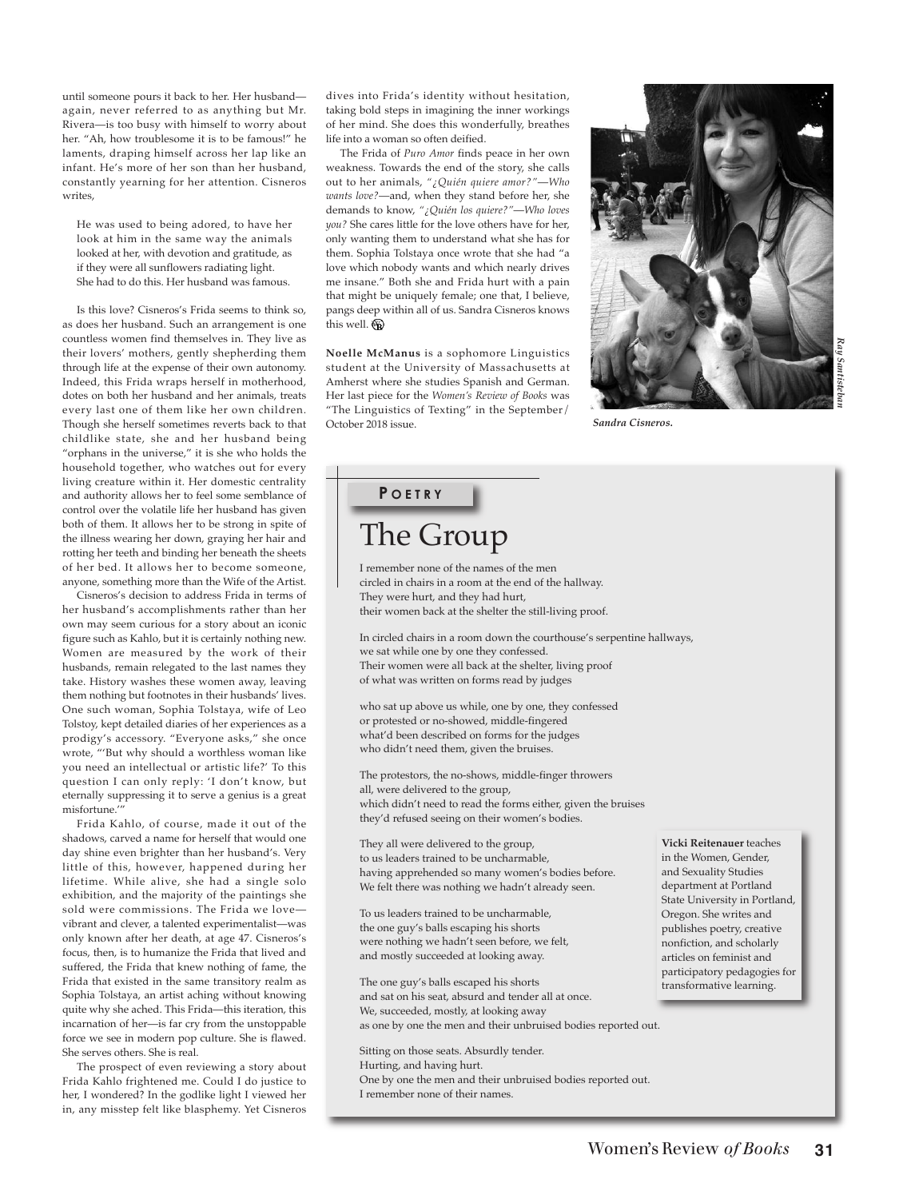until someone pours it back to her. Her husband—again, never referred to as anything but Mr. Rivera—is too busy with himself to worry about her. "Ah, how troublesome it is to be famous!" he laments, draping himself across her lap like an infant. He's more of her son than her husband, constantly yearning for her attention. Cisneros writes,

> He was used to being adored, to have her look at him in the same way the animals looked at her, with devotion and gratitude, as if they were all sunflowers radiating light. She had to do this. Her husband was famous.

Is this love? Cisneros's Frida seems to think so, as does her husband. Such an arrangement is one countless women find themselves in. They live as their lovers' mothers, gently shepherding them through life at the expense of their own autonomy. Indeed, this Frida wraps herself in motherhood, dotes on both her husband and her animals, treats every last one of them like her own children. Though she herself sometimes reverts back to that childlike state, she and her husband being "orphans in the universe," it is she who holds the household together, who watches out for every living creature within it. Her domestic centrality and authority allows her to feel some semblance of control over the volatile life her husband has given both of them. It allows her to be strong in spite of the illness wearing her down, graying her hair and rotting her teeth and binding her beneath the sheets of her bed. It allows her to become someone, anyone, something more than the Wife of the Artist.

Cisneros's decision to address Frida in terms of her husband's accomplishments rather than her own may seem curious for a story about an iconic figure such as Kahlo, but it is certainly nothing new. Women are measured by the work of their husbands, remain relegated to the last names they take. History washes these women away, leaving them nothing but footnotes in their husbands' lives. One such woman, Sophia Tolstaya, wife of Leo Tolstoy, kept detailed diaries of her experiences as a prodigy's accessory. "Everyone asks," she once wrote, "'But why should a worthless woman like you need an intellectual or artistic life?' To this question I can only reply: 'I don't know, but eternally suppressing it to serve a genius is a great misfortune.'"

Frida Kahlo, of course, made it out of the shadows, carved a name for herself that would one day shine even brighter than her husband's. Very little of this, however, happened during her lifetime. While alive, she had a single solo exhibition, and the majority of the paintings she sold were commissions. The Frida we love—vibrant and clever, a talented experimentalist—was only known after her death, at age 47. Cisneros's focus, then, is to humanize the Frida that lived and suffered, the Frida that knew nothing of fame, the Frida that existed in the same transitory realm as Sophia Tolstaya, an artist aching without knowing quite why she ached. This Frida—this iteration, this incarnation of her—is far cry from the unstoppable force we see in modern pop culture. She is flawed. She serves others. She is real.

The prospect of even reviewing a story about Frida Kahlo frightened me. Could I do justice to her, I wondered? In the godlike light I viewed her in, any misstep felt like blasphemy. Yet Cisneros dives into Frida's identity without hesitation, taking bold steps in imagining the inner workings of her mind. She does this wonderfully, breathes life into a woman so often deified.

The Frida of *Puro Amor* finds peace in her own weakness. Towards the end of the story, she calls out to her animals, *"¿Quién quiere amor?"—Who wants love?*—and, when they stand before her, she demands to know, *"¿Quién los quiere?"—Who loves you?* She cares little for the love others have for her, only wanting them to understand what she has for them. Sophia Tolstaya once wrote that she had "a love which nobody wants and which nearly drives me insane." Both she and Frida hurt with a pain that might be uniquely female; one that, I believe, pangs deep within all of us. Sandra Cisneros knows this well.

**Noelle McManus** is a sophomore Linguistics student at the University of Massachusetts at Amherst where she studies Spanish and German. Her last piece for the *Women's Review of Books* was "The Linguistics of Texting" in the September/October 2018 issue.

*Ray Santisteban*

***Sandra Cisneros.***

## POETRY

# The Group

I remember none of the names of the men
circled in chairs in a room at the end of the hallway.
They were hurt, and they had hurt,
their women back at the shelter the still-living proof.

In circled chairs in a room down the courthouse's serpentine hallways,
we sat while one by one they confessed.
Their women were all back at the shelter, living proof
of what was written on forms read by judges

who sat up above us while, one by one, they confessed
or protested or no-showed, middle-fingered
what'd been described on forms for the judges
who didn't need them, given the bruises.

The protestors, the no-shows, middle-finger throwers
all, were delivered to the group,
which didn't need to read the forms either, given the bruises
they'd refused seeing on their women's bodies.

They all were delivered to the group,
to us leaders trained to be uncharmable,
having apprehended so many women's bodies before.
We felt there was nothing we hadn't already seen.

To us leaders trained to be uncharmable,
the one guy's balls escaping his shorts
were nothing we hadn't seen before, we felt,
and mostly succeeded at looking away.

The one guy's balls escaped his shorts
and sat on his seat, absurd and tender all at once.
We, succeeded, mostly, at looking away
as one by one the men and their unbruised bodies reported out.

Sitting on those seats. Absurdly tender.
Hurting, and having hurt.
One by one the men and their unbruised bodies reported out.
I remember none of their names.

**Vicki Reitenauer** teaches in the Women, Gender, and Sexuality Studies department at Portland State University in Portland, Oregon. She writes and publishes poetry, creative nonfiction, and scholarly articles on feminist and participatory pedagogies for transformative learning.